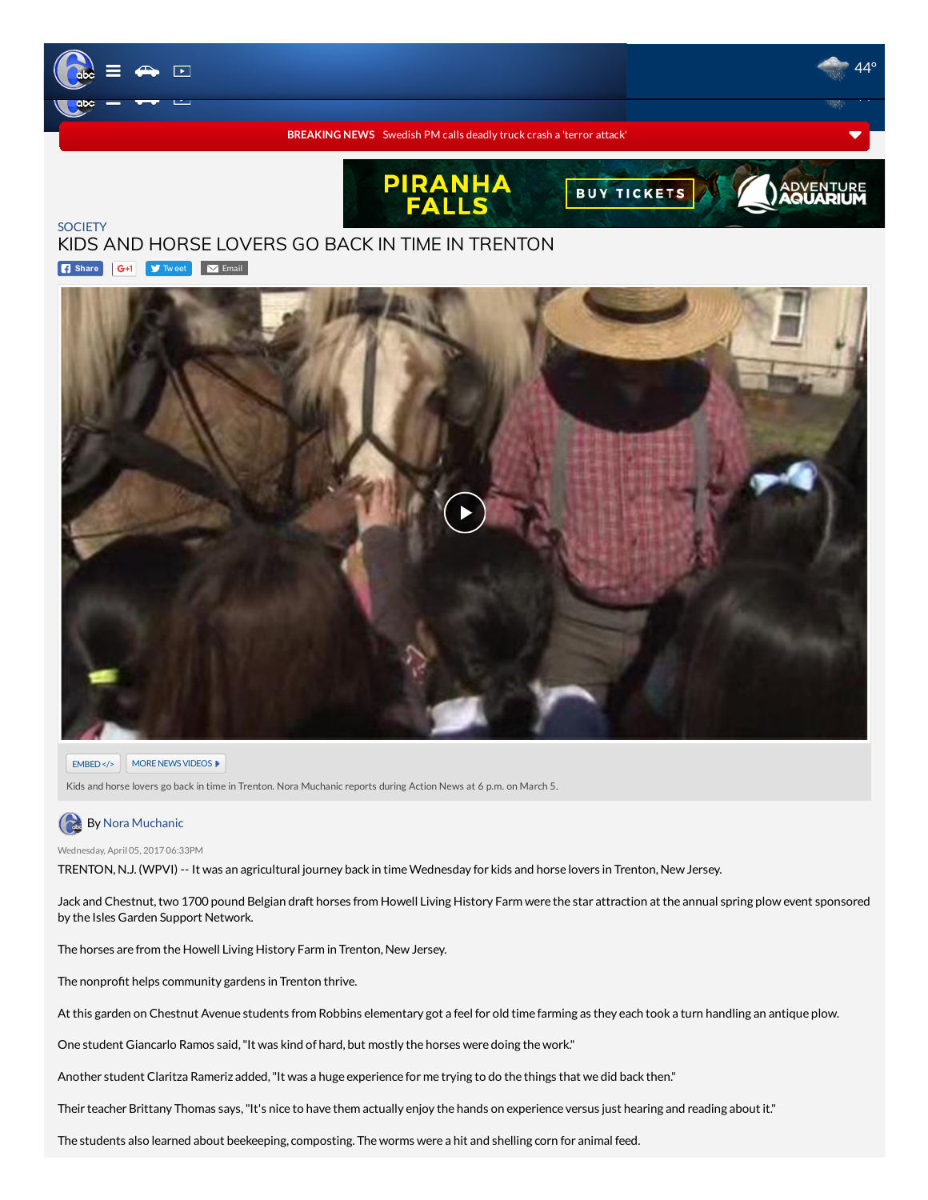BREAKING NEWS Swedish PM calls deadly truck crash a 'terror attack'

SOCIETY

# KIDS AND HORSE LOVERS GO BACK IN TIME IN TRENTON

Kids and horse lovers go back in time in Trenton. Nora Muchanic reports during Action News at 6 p.m. on March 5.

By Nora Muchanic

Wednesday, April 05, 2017 06:33PM

TRENTON, N.J. (WPVI) -- It was an agricultural journey back in time Wednesday for kids and horse lovers in Trenton, New Jersey.

Jack and Chestnut, two 1700 pound Belgian draft horses from Howell Living History Farm were the star attraction at the annual spring plow event sponsored by the Isles Garden Support Network.

The horses are from the Howell Living History Farm in Trenton, New Jersey.

The nonprofit helps community gardens in Trenton thrive.

At this garden on Chestnut Avenue students from Robbins elementary got a feel for old time farming as they each took a turn handling an antique plow.

One student Giancarlo Ramos said, "It was kind of hard, but mostly the horses were doing the work."

Another student Claritza Rameriz added, "It was a huge experience for me trying to do the things that we did back then."

Their teacher Brittany Thomas says, "It's nice to have them actually enjoy the hands on experience versus just hearing and reading about it."

The students also learned about beekeeping, composting. The worms were a hit and shelling corn for animal feed.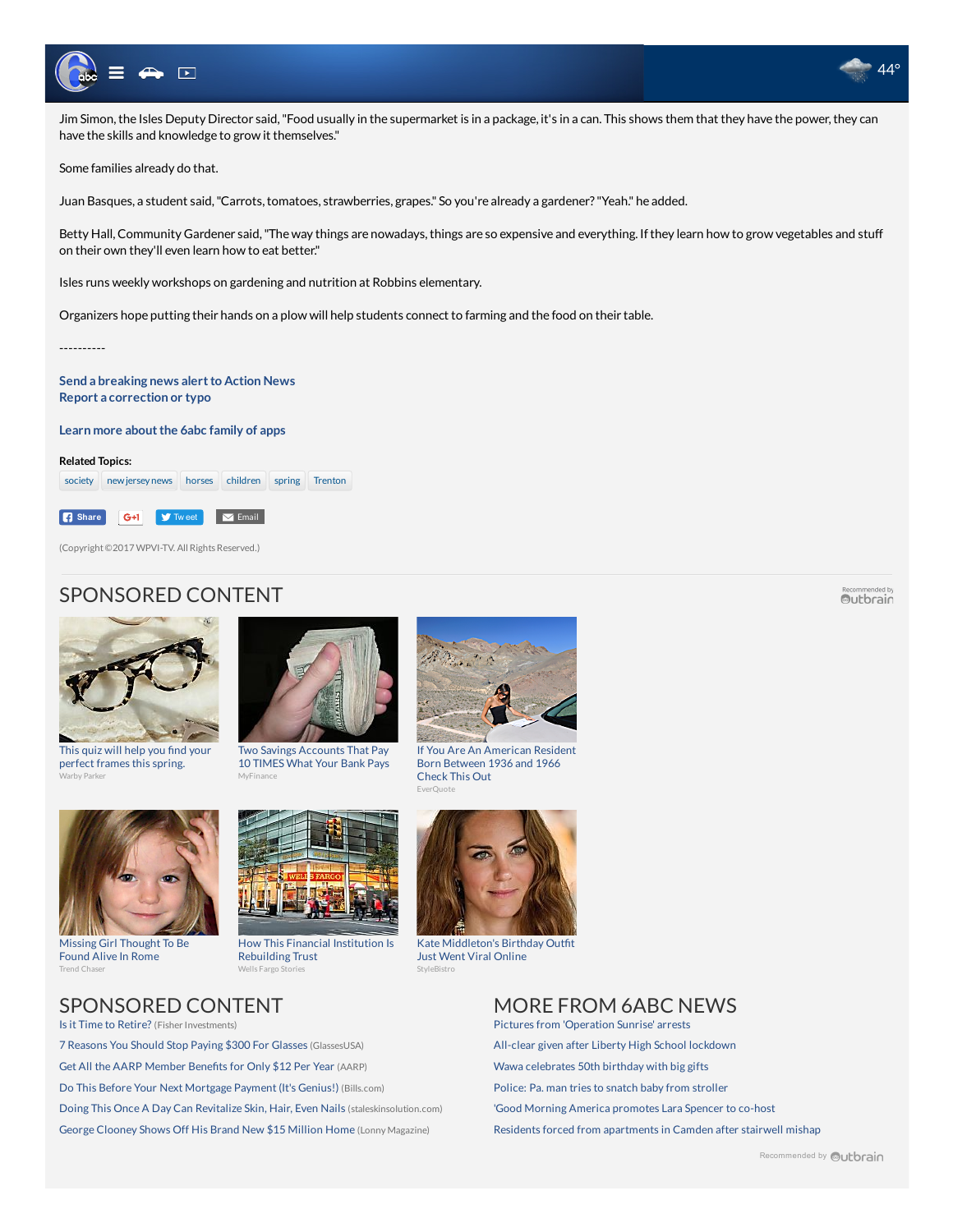Jim Simon, the Isles Deputy Director said, "Food usually in the supermarket is in a package, it's in a can. This shows them that they have the power, they can have the skills and knowledge to grow it themselves."

Some families already do that.

Juan Basques, a student said, "Carrots, tomatoes, strawberries, grapes." So you're already a gardener? "Yeah." he added.

Betty Hall, Community Gardener said, "The way things are nowadays, things are so expensive and everything. If they learn how to grow vegetables and stuff on their own they'll even learn how to eat better."

Isles runs weekly workshops on gardening and nutrition at Robbins elementary.

Organizers hope putting their hands on a plow will help students connect to farming and the food on their table.

----------

Send a breaking news alert to Action News
Report a correction or typo

Learn more about the 6abc family of apps

Related Topics:

society | new jersey news | horses | children | spring | Trenton

Share | G+1 | Tweet | Email

(Copyright ©2017 WPVI-TV. All Rights Reserved.)

## SPONSORED CONTENT

Recommended by Outbrain

This quiz will help you find your perfect frames this spring.
Warby Parker

Two Savings Accounts That Pay 10 TIMES What Your Bank Pays
MyFinance

If You Are An American Resident Born Between 1936 and 1966 Check This Out
EverQuote

Missing Girl Thought To Be Found Alive In Rome
Trend Chaser

How This Financial Institution Is Rebuilding Trust
Wells Fargo Stories

Kate Middleton's Birthday Outfit Just Went Viral Online
StyleBistro

## SPONSORED CONTENT

- Is it Time to Retire? (Fisher Investments)
- 7 Reasons You Should Stop Paying $300 For Glasses (GlassesUSA)
- Get All the AARP Member Benefits for Only $12 Per Year (AARP)
- Do This Before Your Next Mortgage Payment (It's Genius!) (Bills.com)
- Doing This Once A Day Can Revitalize Skin, Hair, Even Nails (staleskinsolution.com)
- George Clooney Shows Off His Brand New $15 Million Home (Lonny Magazine)

## MORE FROM 6ABC NEWS

- Pictures from 'Operation Sunrise' arrests
- All-clear given after Liberty High School lockdown
- Wawa celebrates 50th birthday with big gifts
- Police: Pa. man tries to snatch baby from stroller
- 'Good Morning America promotes Lara Spencer to co-host
- Residents forced from apartments in Camden after stairwell mishap

Recommended by Outbrain